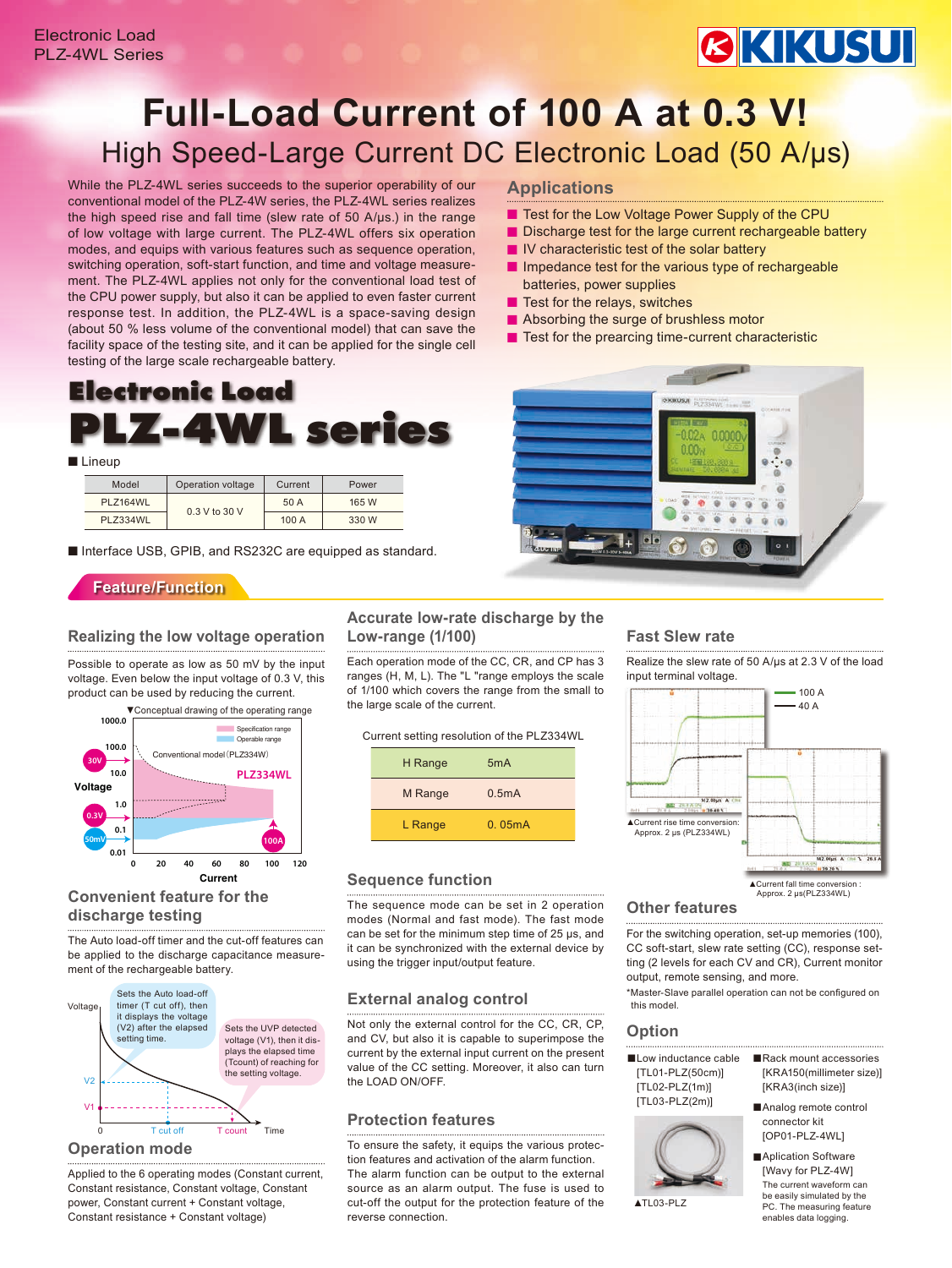Electronic Load
PLZ-4WL Series

KIKUSUI

# Full-Load Current of 100 A at 0.3 V!

## High Speed-Large Current DC Electronic Load (50 A/μs)

While the PLZ-4WL series succeeds to the superior operability of our conventional model of the PLZ-4W series, the PLZ-4WL series realizes the high speed rise and fall time (slew rate of 50 A/μs.) in the range of low voltage with large current. The PLZ-4WL offers six operation modes, and equips with various features such as sequence operation, switching operation, soft-start function, and time and voltage measurement. The PLZ-4WL applies not only for the conventional load test of the CPU power supply, but also it can be applied to even faster current response test. In addition, the PLZ-4WL is a space-saving design (about 50 % less volume of the conventional model) that can save the facility space of the testing site, and it can be applied for the single cell testing of the large scale rechargeable battery.

## Applications

- Test for the Low Voltage Power Supply of the CPU
- Discharge test for the large current rechargeable battery
- IV characteristic test of the solar battery
- Impedance test for the various type of rechargeable batteries, power supplies
- Test for the relays, switches
- Absorbing the surge of brushless motor
- Test for the prearcing time-current characteristic

# Electronic Load PLZ-4WL series

■ Lineup

| Model | Operation voltage | Current | Power |
|---|---|---|---|
| PLZ164WL | 0.3 V to 30 V | 50 A | 165 W |
| PLZ334WL | | 100 A | 330 W |

■ Interface USB, GPIB, and RS232C are equipped as standard.

## Feature/Function

### Realizing the low voltage operation

Possible to operate as low as 50 mV by the input voltage. Even below the input voltage of 0.3 V, this product can be used by reducing the current.

▼Conceptual drawing of the operating range

### Convenient feature for the discharge testing

The Auto load-off timer and the cut-off features can be applied to the discharge capacitance measurement of the rechargeable battery.

### Operation mode

Applied to the 6 operating modes (Constant current, Constant resistance, Constant voltage, Constant power, Constant current + Constant voltage, Constant resistance + Constant voltage)

### Accurate low-rate discharge by the Low-range (1/100)

Each operation mode of the CC, CR, and CP has 3 ranges (H, M, L). The "L "range employs the scale of 1/100 which covers the range from the small to the large scale of the current.

Current setting resolution of the PLZ334WL

| | |
|---|---|
| H Range | 5mA |
| M Range | 0.5mA |
| L Range | 0. 05mA |

### Sequence function

The sequence mode can be set in 2 operation modes (Normal and fast mode). The fast mode can be set for the minimum step time of 25 μs, and it can be synchronized with the external device by using the trigger input/output feature.

### External analog control

Not only the external control for the CC, CR, CP, and CV, but also it is capable to superimpose the current by the external input current on the present value of the CC setting. Moreover, it also can turn the LOAD ON/OFF.

### Protection features

To ensure the safety, it equips the various protection features and activation of the alarm function. The alarm function can be output to the external source as an alarm output. The fuse is used to cut-off the output for the protection feature of the reverse connection.

### Fast Slew rate

Realize the slew rate of 50 A/μs at 2.3 V of the load input terminal voltage.

▲Current rise time conversion: Approx. 2 μs (PLZ334WL)

▲Current fall time conversion : Approx. 2 μs(PLZ334WL)

### Other features

For the switching operation, set-up memories (100), CC soft-start, slew rate setting (CC), response setting (2 levels for each CV and CR), Current monitor output, remote sensing, and more.

*Master-Slave parallel operation can not be configured on this model.

### Option

■Low inductance cable
[TL01-PLZ(50cm)]
[TL02-PLZ(1m)]
[TL03-PLZ(2m)]

▲TL03-PLZ

■Rack mount accessories
[KRA150(millimeter size)]
[KRA3(inch size)]

■Analog remote control connector kit
[OP01-PLZ-4WL]

■Aplication Software
[Wavy for PLZ-4W]
The current waveform can be easily simulated by the PC. The measuring feature enables data logging.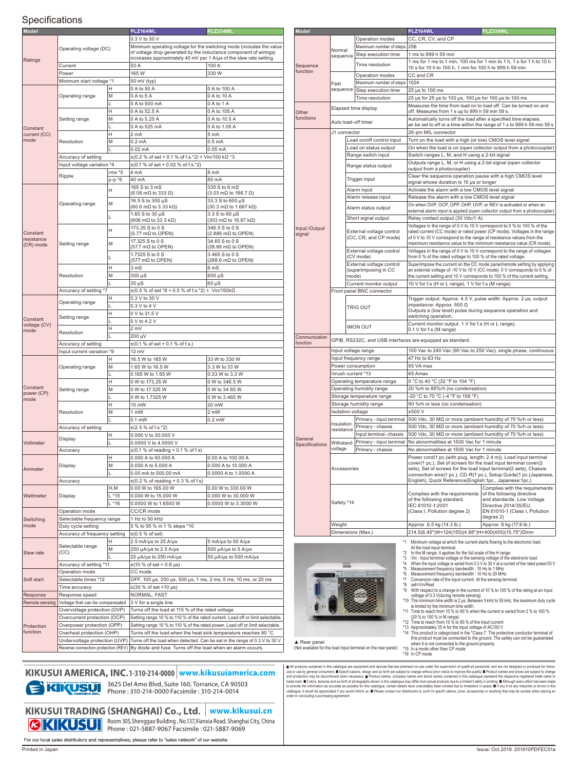# Specifications

| Model | | | PLZ164WL | PLZ334WL |
|---|---|---|---|---|
| Ratings | Operating voltage (DC) | | 0.3 V to 30 V<br>Minimum operating voltage for the switching mode (includes the value of voltage drop generated by the inductance component of wirings) increases approximately 40 mV per 1 A/μs of the slew rate setting. | |
| | Current | | 50 A | 100 A |
| | Power | | 165 W | 330 W |
| | Minimum start voltage *1 | | 50 mV (typ) | |
| Constant current (CC) mode | Operating range | H | 0 A to 50 A | 0 A to 100 A |
| | | M | 0 A to 5 A | 0 A to 10 A |
| | | L | 0 A to 500 mA | 0 A to 1 A |
| | Setting range | H | 0 A to 52.5 A | 0 A to 105 A |
| | | M | 0 A to 5.25 A | 0 A to 10.5 A |
| | | L | 0 A to 525 mA | 0 A to 1.05 A |
| | Resolution | H | 2 mA | 5 mA |
| | | M | 0.2 mA | 0.5 mA |
| | | L | 0.02 mA | 0.05 mA |
| | Accuracy of setting | | ±(0.2 % of set + 0.1 % of f.s.*2) + Vin/150 kΩ *3 | |
| | Input voltage variation *4 | | ±(0.1 % of set + 0.02 % of f.s.*2) | |
| | Ripple | rms *5 | 4 mA | 8 mA |
| | | p-p *6 | 40 mA | 80 mA |
| Constant resistance (CR) mode | Operating range | H | 165 S to 3 mS (6.06 mΩ to 333 Ω) | 330 S to 6 mS (3.03 mΩ to 166.7 Ω) |
| | | M | 16.5 S to 300 μS (60.6 mΩ to 3.33 kΩ) | 33.3 S to 600 μS (30.3 mΩ to 1.667 kΩ) |
| | | L | 1.65 S to 30 μS (606 mΩ to 33.3 kΩ) | 3.3 S to 60 μS (303 mΩ to 16.67 kΩ) |
| | Setting range | H | 173.25 S to 0 S (5.77 mΩ to OPEN) | 346.5 S to 0 S (2.886 mΩ to OPEN) |
| | | M | 17.325 S to 0 S (57.7 mΩ to OPEN) | 34.65 S to 0 S (28.86 mΩ to OPEN) |
| | | L | 1.7325 S to 0 S (577 mΩ to OPEN) | 3.465 S to 0 S (288.6 mΩ to OPEN) |
| | Resolution | H | 3 mS | 6 mS |
| | | M | 300 μS | 600 μS |
| | | L | 30 μS | 60 μS |
| | Accuracy of setting *7 | | ±(0.5 % of set *8 + 0.5 % of f.s.*2) + Vin/150kΩ | |
| Constant voltage (CV) mode | Operating range | H | 0.3 V to 30 V | |
| | | L | 0.3 V to 4 V | |
| | Setting range | H | 0 V to 31.5 V | |
| | | L | 0 V to 4.2 V | |
| | Resolution | H | 2 mV | |
| | | L | 200 μV | |
| | Accuracy of setting | | ±(0.1 % of set + 0.1 % of f.s.) | |
| | Input current variation *9 | | 12 mV | |
| Constant power (CP) mode | Operating range | H | 16.5 W to 165 W | 33 W to 330 W |
| | | M | 1.65 W to 16.5 W | 3.3 W to 33 W |
| | | L | 0.165 W to 1.65 W | 0.33 W to 3.3 W |
| | Setting range | H | 0 W to 173.25 W | 0 W to 346.5 W |
| | | M | 0 W to 17.325 W | 0 W to 34.65 W |
| | | L | 0 W to 1.7325 W | 0 W to 3.465 W |
| | Resolution | H | 10 mW | 20 mW |
| | | M | 1 mW | 2 mW |
| | | L | 0.1 mW | 0.2 mW |
| | Accuracy of setting | | ±(2.5 % of f.s.*2) | |
| Voltmeter | Display | H | 0.000 V to 30.000 V | |
| | | L | 0.0000 V to 4.0000 V | |
| | Accuracy | | ±(0.1 % of reading + 0.1 % of f.s) | |
| Ammeter | Display | H | 0.000 A to 50.000 A | 0.00 A to 100.00 A |
| | | M | 0.000 A to 5.000 A | 0.000 A to 10.000 A |
| | | L | 0.00 mA to 500.00 mA | 0.0000 A to 1.0000 A |
| | Accuracy | | ±(0.2 % of reading + 0.3 % of f.s.) | |
| Wattmeter | Display | H,M | 0.00 W to 165.00 W | 0.00 W to 330.00 W |
| | | L *15 | 0.000 W to 15.000 W | 0.000 W to 30.000 W |
| | | L *16 | 0.0000 W to 1.6500 W | 0.0000 W to 3.3000 W |
| Switching mode | Operation mode | | CC/CR mode | |
| | Selectable frequency range | | 1 Hz to 50 kHz | |
| | Duty cycle setting | | 5 % to 95 % in 1 % steps *10 | |
| | Accuracy of frequency setting | | ±(0.5 % of set) | |
| Slew rate | Selectable range (CC) | H | 2.5 mA/μs to 25 A/μs | 5 mA/μs to 50 A/μs |
| | | M | 250 μA/μs to 2.5 A/μs | 500 μA/μs to 5 A/μs |
| | | L | 25 μA/μs to 250 mA/μs | 50 μA/μs to 500 mA/μs |
| | Accuracy of setting *11 | | ±(10 % of set + 0.8 μs) | |
| Soft start | Operation mode | | CC mode | |
| | Selectable times *12 | | OFF, 100 μs, 200 μs, 500 μs, 1 ms, 2 ms, 5 ms, 10 ms, or 20 ms | |
| | Time accuracy | | ±(30 % of set +10 μs) | |
| Response | Response speed | | NORMAL, FAST | |
| Remote sensing | Voltage that can be compensated | | 3 V for a single line | |
| Protection function | Overvoltage protection (OVP) | | Turns off the load at 115 % of the rated voltage | |
| | Overcurrent protection (OCP) | | Setting range 10 % to 110 % of the rated current. Load off or limit selectable. | |
| | Overpower protection (OPP) | | Setting range 10 % to 110 % of the rated power. Load off or limit selectable. | |
| | Overheat protection (OHP) | | Turns off the load when the heat sink temperature reaches 90 °C | |
| | Undervoltage protection (UVP) | | Turns off the load when detected. Can be set in the range of 0.3 V to 30 V. | |
| | Reverse connection protection (REV) | | By diode and fuse. Turns off the load when an alarm occurs. | |

| Model | | | PLZ164WL | PLZ334WL |
|---|---|---|---|---|
| Sequence function | Normal sequence | Operation modes | CC, CR, CV, and CP | |
| | | Maximum number of steps | 256 | |
| | | Step execution time | 1 ms to 999 h 59 min | |
| | | Time resolution | 1 ms for 1 ms to 1 min, 100 ms for 1 min to 1 h, 1 s for 1 h to 10 h 10 s for 10 h to 100 h, 1 min for 100 h to 999 h 59 min | |
| | Fast sequence | Operation modes | CC and CR | |
| | | Maximum number of steps | 1024 | |
| | | Step execution time | 25 μs to 100 ms | |
| | | Time resolution | 25 μs for 25 μs to 100 μs, 100 μs for 100 μs to 100 ms | |
| Other functions | Elapsed time display | | Measures the time from load on to load off. Can be turned on and off. Measures from 1 s up to 999 h 59 min 59 s. | |
| | Auto load-off timer | | Automatically turns off the load after a specified time elapses. an be set to off or a time within the range of 1 s to 999 h 59 min 59 s | |
| Input /Output signal | J1 connector | | 26-pin MIL connector | |
| | | Load on/off control input | Turn on the load with a high (or low) CMOS level signal | |
| | | Load on status output | On when the load is on (open collector output from a photocoupler) | |
| | | Range switch input | Switch ranges L, M, and H using a 2-bit signal | |
| | | Range status output | Outputs range L, M, or H using a 2-bit signal (open collector output from a photocoupler) | |
| | | Trigger input | Clear the sequence operation pause with a high CMOS level signal whose duration is 10 μs or longer | |
| | | Alarm input | Activate the alarm with a low CMOS level signal | |
| | | Alarm release input | Release the alarm with a low CMOS level signal | |
| | | Alarm status output | On when OVP, OCP, OPP, OHP, UVP, or REV is activated or when an external alarm input is applied (open collector output from a photocoupler) | |
| | | Short signal output | Relay contact output (30 Vdc/1 A) | |
| | | External voltage control (CC, CR, and CP mode) | Voltages in the range of 0 V to 10 V correspond to 0 % to 100 % of the rated current (CC mode) or rated power (CP mode). Voltages in the range of 0 V to 10 V correspond to the range of resistance values from the maximum resistance value to the minimum resistance value (CR mode). | |
| | | External voltage control (CV mode) | Voltages in the range of 0 V to 10 V correspond to the range of voltages from 0 % of the rated voltage to 100 % of the rated voltage. | |
| | | External voltage control (superimposing in CC mode) | Superimpose the current on the CC mode panel/remote setting by applying an external voltage of -10 V to 10 V (CC mode). 0 V corresponds to 0 % of the current setting and 10 V corresponds to 100 % of the current setting. | |
| | | Current monitor output | 10 V for f.s (H or L range), 1 V for f.s (M range) | |
| | Front panel BNC connector | | | |
| | | TRIG OUT | Trigger output: Approx. 4.5 V, pulse width: Approx. 2 μs, output impedance: Approx. 500 Ω<br>Outputs a (low level) pulse during sequence operation and switching operation. | |
| | | IMON OUT | Current monitor output. 1 V for f.s (H or L range), 0.1 V for f.s (M range) | |
| Communication function | GPIB, RS232C, and USB interfaces are equipped as standard. | | | |
| General Specifications | Input voltage range | | 100 Vac to 240 Vac (90 Vac to 250 Vac), single phase, continuous | |
| | Input frequency range | | 47 Hz to 63 Hz | |
| | Power consumption | | 95 VA max | |
| | Inrush current *13 | | 65 Amax | |
| | Operating temperature range | | 0 °C to 40 °C (32 °F to 104 °F) | |
| | Operating humidity range | | 20 %rh to 85%rh (no condensation) | |
| | Storage temperature range | | -20 °C to 70 °C (-4 °F to 158 °F) | |
| | Storage humidity range | | 90 %rh or less (no condensation) | |
| | Isolation voltage | | ±500 V | |
| | Insulation resistance | Primary - input terminal | 500 Vdc, 30 MΩ or more (ambient humidity of 70 %rh or less) | |
| | | Primary - chassis | 500 Vdc, 30 MΩ or more (ambient humidity of 70 %rh or less) | |
| | | Input terminal- chassis | 500 Vdc, 30 MΩ or more (ambient humidity of 70 %rh or less) | |
| | Withstand voltage | Primary - input terminal | No abnormalities at 1500 Vac for 1 minute | |
| | | Primary - chassis | No abnormalities at 1500 Vac for 1 minute | |
| | Accessories | | Power cord(1 pc.(with plug, length: 2.4 m)), Load input terminal cover(1 pc.), Set of screws for the load input terminal cover(2 sets), Set of screws for the load input terminal(2 sets), Chassis connection wire(1 pc.), CD-R(1 pc.), Setup Guide(1 pc.(Japanese, English), Quick Reference(English:1pc., Japanese:1pc.) | |
| | Safety *14 | | Complies with the requirements of the following standard. IEC 61010-1:2001 (Class I, Pollution degree 2) | Complies with the requirements of the following directive and standards. Low Voltage Directive 2014/35/EU, EN 61010-1 (Class I, Pollution degree 2) |
| | Weight | | Approx. 6.5 kg (14.3 lb.) | Approx. 8 kg (17.6 lb.) |
| | Dimensions (Max.) | | 214.5(8.45")W×124(155)(4.88")H×400(455)(15.75")Dmm | |

▲ Rear panel
(Not available for the load input terminal on the rear panel)

*1 Minimum voltage at which the current starts flowing to the electronic load. At the load input terminal.
*2 In the M range, it applies for the full scale of the H range
*3 Vin : Input terminal voltage or the sensing voltage of the electronic load.
*4 When the input voltage is varied from 0.3 V to 30 V at a current of the rated power/30 V
*5 Measurement frequency bandwidth : 10 Hz to 1 MHz
*6 Measurement frequency bandwidth : 10 Hz to 20 MHz
*7 Conversion rate of the input current. At the sensing terminal.
*8 set=Vin/Rset
*9 With respect to a change in the current of 10 % to 100 % of the rating at an input voltage of 0.3 V(during remote sensing)
*10 The minimum time width is 2 μs. Between 5 kHz to 50 kHz, the maximum duty cycle is limited by the minimum time width.
*11 Time to reach from 10 % to 90 % when the current is varied from 2 % to 100 % (20 % to 100 % in M range)
*12 Time to reach from 10 % to 90 % of the input current
*13 Approximately 35 A for the input voltage of AC100 V
*14 This product is categorized in the "Class I". The protective conductor terminal of this product must be connected to the ground. The safety can not be guaranteed when it is not connected to the ground properly.
*15 In a mode other than CP mode
*16 In CP mode

**KIKUSUI AMERICA, INC.** 1-310-214-0000 | www.kikusuiamerica.com
3625 Del Amo Blvd, Suite 160, Torrance, CA 90503
Phone : 310-214-0000 Facsimile : 310-214-0014

**KIKUSUI TRADING (SHANGHAI) Co., Ltd.** | www.kikusui.cn
Room 305,Shenggao Building , No.137,Xianxia Road, Shanghai City, China
Phone : 021-5887-9067 Facsimile : 021-5887-9069

For our local sales distributors and representatives, please refer to "sales network" of our website.

■ All products contained in this catalogue are equipment and devices that are premised on use under the supervision of qualified personnel, and are not designed or produced for home-use or use by general consumers. ■ Specifications, design and so forth are subject to change without prior notice to improve the quality. ■ Product names and prices are subject to change and production may be discontinued when necessary. ■ Product names, company names and brand names contained in this catalogue represent the respective registered trade name or trade mark. ■ Colors, textures and so forth of photographs shown in this catalogue may differ from actual products due to a limited fidelity in printing. ■ Although every effort has been made to provide the information as accurate as possible for this catalogue, certain details have unavoidably been omitted due to limitations in space. ■ If you find any misprints or errors in this catalogue, it would be appreciated if you would inform us. ■ Please contact our distributors to confirm specifications, price, accessories or anything that may be unclear when placing an order or concluding a purchasing agreement.

Printed in Japan

Issue: Oct.2019 201910PDFEC51a